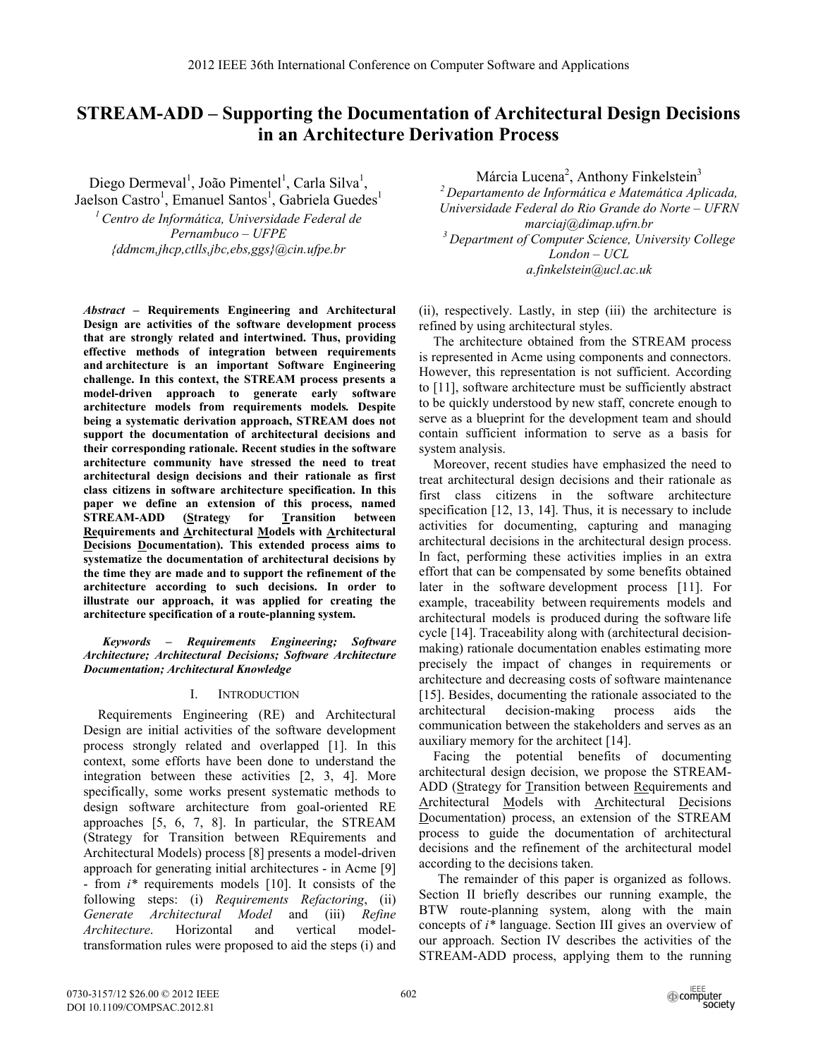# STREAM-ADD – Supporting the Documentation of Architectural Design Decisions in an Architecture Derivation Process

Diego Dermeval[1], João Pimentel[1], Carla Silva[1], Jaelson Castro[1], Emanuel Santos[1], Gabriela Guedes[1]

[1] *Centro de Informática, Universidade Federal de Pernambuco – UFPE*
*{ddmcm,jhcp,ctlls,jbc,ebs,ggs}@cin.ufpe.br*

Márcia Lucena[2], Anthony Finkelstein[3]

[2] *Departamento de Informática e Matemática Aplicada, Universidade Federal do Rio Grande do Norte – UFRN*
*marciaj@dimap.ufrn.br*

[3] *Department of Computer Science, University College London – UCL*
*a.finkelstein@ucl.ac.uk*

***Abstract*** **– Requirements Engineering and Architectural Design are activities of the software development process that are strongly related and intertwined. Thus, providing effective methods of integration between requirements and architecture is an important Software Engineering challenge. In this context, the STREAM process presents a model-driven approach to generate early software architecture models from requirements models. Despite being a systematic derivation approach, STREAM does not support the documentation of architectural decisions and their corresponding rationale. Recent studies in the software architecture community have stressed the need to treat architectural design decisions and their rationale as first class citizens in software architecture specification. In this paper we define an extension of this process, named STREAM-ADD (Strategy for Transition between Requirements and Architectural Models with Architectural Decisions Documentation). This extended process aims to systematize the documentation of architectural decisions by the time they are made and to support the refinement of the architecture according to such decisions. In order to illustrate our approach, it was applied for creating the architecture specification of a route-planning system.**

***Keywords – Requirements Engineering; Software Architecture; Architectural Decisions; Software Architecture Documentation; Architectural Knowledge***

## I. Introduction

Requirements Engineering (RE) and Architectural Design are initial activities of the software development process strongly related and overlapped [1]. In this context, some efforts have been done to understand the integration between these activities [2, 3, 4]. More specifically, some works present systematic methods to design software architecture from goal-oriented RE approaches [5, 6, 7, 8]. In particular, the STREAM (Strategy for Transition between REquirements and Architectural Models) process [8] presents a model-driven approach for generating initial architectures - in Acme [9] - from *i\** requirements models [10]. It consists of the following steps: (i) *Requirements Refactoring*, (ii) *Generate Architectural Model* and (iii) *Refine Architecture*. Horizontal and vertical model-transformation rules were proposed to aid the steps (i) and (ii), respectively. Lastly, in step (iii) the architecture is refined by using architectural styles.

The architecture obtained from the STREAM process is represented in Acme using components and connectors. However, this representation is not sufficient. According to [11], software architecture must be sufficiently abstract to be quickly understood by new staff, concrete enough to serve as a blueprint for the development team and should contain sufficient information to serve as a basis for system analysis.

Moreover, recent studies have emphasized the need to treat architectural design decisions and their rationale as first class citizens in the software architecture specification [12, 13, 14]. Thus, it is necessary to include activities for documenting, capturing and managing architectural decisions in the architectural design process. In fact, performing these activities implies in an extra effort that can be compensated by some benefits obtained later in the software development process [11]. For example, traceability between requirements models and architectural models is produced during the software life cycle [14]. Traceability along with (architectural decision-making) rationale documentation enables estimating more precisely the impact of changes in requirements or architecture and decreasing costs of software maintenance [15]. Besides, documenting the rationale associated to the architectural decision-making process aids the communication between the stakeholders and serves as an auxiliary memory for the architect [14].

Facing the potential benefits of documenting architectural design decision, we propose the STREAM-ADD (Strategy for Transition between Requirements and Architectural Models with Architectural Decisions Documentation) process, an extension of the STREAM process to guide the documentation of architectural decisions and the refinement of the architectural model according to the decisions taken.

The remainder of this paper is organized as follows. Section II briefly describes our running example, the BTW route-planning system, along with the main concepts of *i\** language. Section III gives an overview of our approach. Section IV describes the activities of the STREAM-ADD process, applying them to the running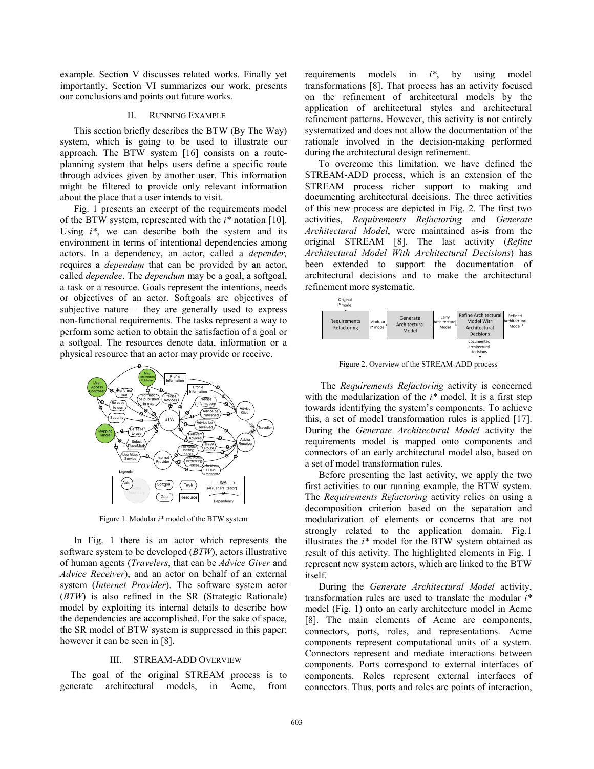example. Section V discusses related works. Finally yet importantly, Section VI summarizes our work, presents our conclusions and points out future works.

## II. Running Example

This section briefly describes the BTW (By The Way) system, which is going to be used to illustrate our approach. The BTW system [16] consists on a route-planning system that helps users define a specific route through advices given by another user. This information might be filtered to provide only relevant information about the place that a user intends to visit.

Fig. 1 presents an excerpt of the requirements model of the BTW system, represented with the *i\** notation [10]. Using *i\**, we can describe both the system and its environment in terms of intentional dependencies among actors. In a dependency, an actor, called a *depender,* requires a *dependum* that can be provided by an actor, called *dependee*. The *dependum* may be a goal, a softgoal, a task or a resource. Goals represent the intentions, needs or objectives of an actor. Softgoals are objectives of subjective nature – they are generally used to express non-functional requirements. The tasks represent a way to perform some action to obtain the satisfaction of a goal or a softgoal. The resources denote data, information or a physical resource that an actor may provide or receive.

Figure 1. Modular *i\** model of the BTW system

In Fig. 1 there is an actor which represents the software system to be developed (*BTW*), actors illustrative of human agents (*Travelers*, that can be *Advice Giver* and *Advice Receiver*), and an actor on behalf of an external system (*Internet Provider*). The software system actor (*BTW*) is also refined in the SR (Strategic Rationale) model by exploiting its internal details to describe how the dependencies are accomplished. For the sake of space, the SR model of BTW system is suppressed in this paper; however it can be seen in [8].

## III. STREAM-ADD Overview

The goal of the original STREAM process is to generate architectural models, in Acme, from requirements models in *i\**, by using model transformations [8]. That process has an activity focused on the refinement of architectural models by the application of architectural styles and architectural refinement patterns. However, this activity is not entirely systematized and does not allow the documentation of the rationale involved in the decision-making performed during the architectural design refinement.

To overcome this limitation, we have defined the STREAM-ADD process, which is an extension of the STREAM process richer support to making and documenting architectural decisions. The three activities of this new process are depicted in Fig. 2. The first two activities, *Requirements Refactoring* and *Generate Architectural Model*, were maintained as-is from the original STREAM [8]. The last activity (*Refine Architectural Model With Architectural Decisions*) has been extended to support the documentation of architectural decisions and to make the architectural refinement more systematic.

Figure 2. Overview of the STREAM-ADD process

The *Requirements Refactoring* activity is concerned with the modularization of the *i\** model. It is a first step towards identifying the system's components. To achieve this, a set of model transformation rules is applied [17]. During the *Generate Architectural Model* activity the requirements model is mapped onto components and connectors of an early architectural model also, based on a set of model transformation rules.

Before presenting the last activity, we apply the two first activities to our running example, the BTW system. The *Requirements Refactoring* activity relies on using a decomposition criterion based on the separation and modularization of elements or concerns that are not strongly related to the application domain. Fig.1 illustrates the *i\** model for the BTW system obtained as result of this activity. The highlighted elements in Fig. 1 represent new system actors, which are linked to the BTW itself.

During the *Generate Architectural Model* activity, transformation rules are used to translate the modular *i\** model (Fig. 1) onto an early architecture model in Acme [8]. The main elements of Acme are components, connectors, ports, roles, and representations. Acme components represent computational units of a system. Connectors represent and mediate interactions between components. Ports correspond to external interfaces of components. Roles represent external interfaces of connectors. Thus, ports and roles are points of interaction,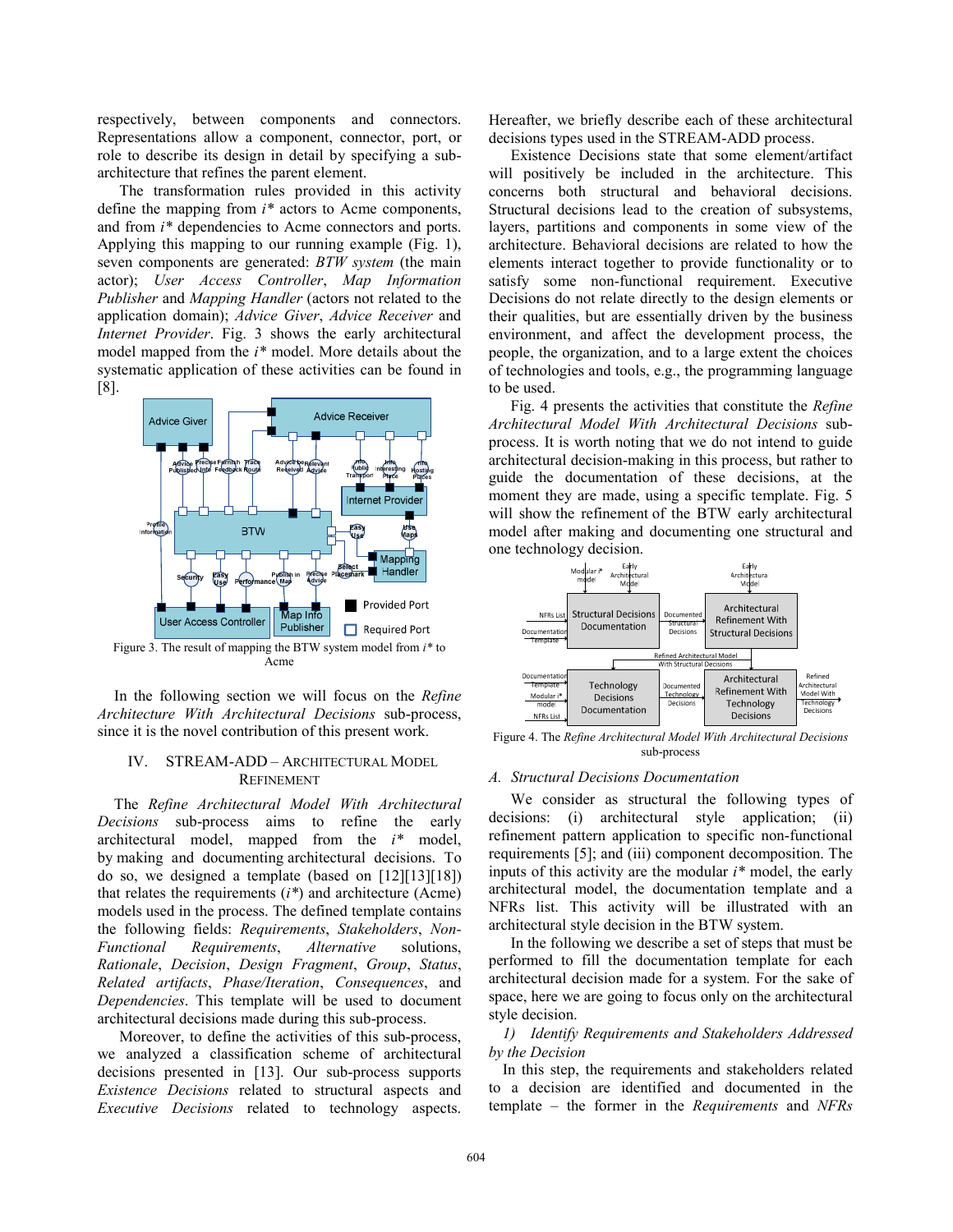respectively, between components and connectors. Representations allow a component, connector, port, or role to describe its design in detail by specifying a sub-architecture that refines the parent element.

The transformation rules provided in this activity define the mapping from *i\** actors to Acme components, and from *i\** dependencies to Acme connectors and ports. Applying this mapping to our running example (Fig. 1), seven components are generated: *BTW system* (the main actor); *User Access Controller*, *Map Information Publisher* and *Mapping Handler* (actors not related to the application domain); *Advice Giver*, *Advice Receiver* and *Internet Provider*. Fig. 3 shows the early architectural model mapped from the *i\** model. More details about the systematic application of these activities can be found in [8].

Figure 3. The result of mapping the BTW system model from *i\** to Acme

In the following section we will focus on the *Refine Architecture With Architectural Decisions* sub-process, since it is the novel contribution of this present work.

## IV. STREAM-ADD – Architectural Model Refinement

The *Refine Architectural Model With Architectural Decisions* sub-process aims to refine the early architectural model, mapped from the *i\** model, by making and documenting architectural decisions. To do so, we designed a template (based on [12][13][18]) that relates the requirements (*i\**) and architecture (Acme) models used in the process. The defined template contains the following fields: *Requirements*, *Stakeholders*, *Non-Functional Requirements*, *Alternative* solutions, *Rationale*, *Decision*, *Design Fragment*, *Group*, *Status*, *Related artifacts*, *Phase/Iteration*, *Consequences*, and *Dependencies*. This template will be used to document architectural decisions made during this sub-process.

Moreover, to define the activities of this sub-process, we analyzed a classification scheme of architectural decisions presented in [13]. Our sub-process supports *Existence Decisions* related to structural aspects and *Executive Decisions* related to technology aspects. Hereafter, we briefly describe each of these architectural decisions types used in the STREAM-ADD process.

Existence Decisions state that some element/artifact will positively be included in the architecture. This concerns both structural and behavioral decisions. Structural decisions lead to the creation of subsystems, layers, partitions and components in some view of the architecture. Behavioral decisions are related to how the elements interact together to provide functionality or to satisfy some non-functional requirement. Executive Decisions do not relate directly to the design elements or their qualities, but are essentially driven by the business environment, and affect the development process, the people, the organization, and to a large extent the choices of technologies and tools, e.g., the programming language to be used.

Fig. 4 presents the activities that constitute the *Refine Architectural Model With Architectural Decisions* sub-process. It is worth noting that we do not intend to guide architectural decision-making in this process, but rather to guide the documentation of these decisions, at the moment they are made, using a specific template. Fig. 5 will show the refinement of the BTW early architectural model after making and documenting one structural and one technology decision.

Figure 4. The *Refine Architectural Model With Architectural Decisions* sub-process

### A. Structural Decisions Documentation

We consider as structural the following types of decisions: (i) architectural style application; (ii) refinement pattern application to specific non-functional requirements [5]; and (iii) component decomposition. The inputs of this activity are the modular *i\** model, the early architectural model, the documentation template and a NFRs list. This activity will be illustrated with an architectural style decision in the BTW system.

In the following we describe a set of steps that must be performed to fill the documentation template for each architectural decision made for a system. For the sake of space, here we are going to focus only on the architectural style decision.

*1) Identify Requirements and Stakeholders Addressed by the Decision*

In this step, the requirements and stakeholders related to a decision are identified and documented in the template – the former in the *Requirements* and *NFRs*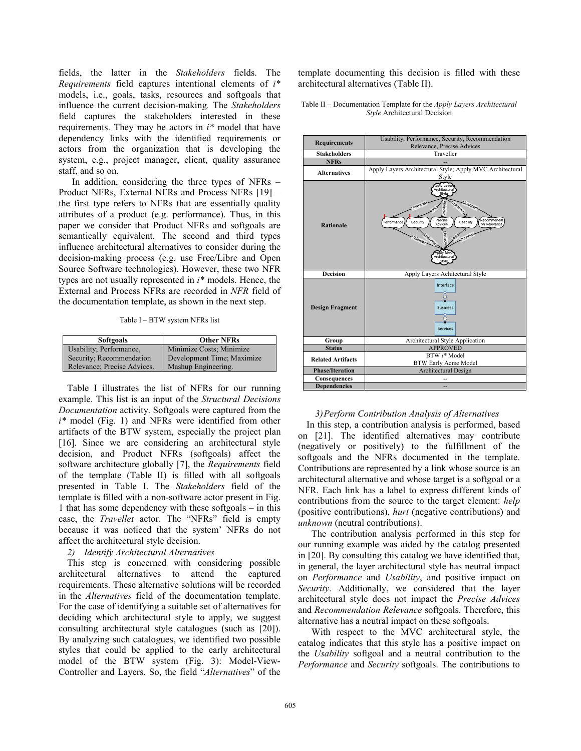fields, the latter in the *Stakeholders* fields. The *Requirements* field captures intentional elements of *i** models, i.e., goals, tasks, resources and softgoals that influence the current decision-making*.* The *Stakeholders* field captures the stakeholders interested in these requirements. They may be actors in *i** model that have dependency links with the identified requirements or actors from the organization that is developing the system, e.g., project manager, client, quality assurance staff, and so on.

In addition, considering the three types of NFRs – Product NFRs, External NFRs and Process NFRs [19] – the first type refers to NFRs that are essentially quality attributes of a product (e.g. performance). Thus, in this paper we consider that Product NFRs and softgoals are semantically equivalent. The second and third types influence architectural alternatives to consider during the decision-making process (e.g. use Free/Libre and Open Source Software technologies). However, these two NFR types are not usually represented in *i** models. Hence, the External and Process NFRs are recorded in *NFR* field of the documentation template, as shown in the next step.

Table I – BTW system NFRs list

| Softgoals | Other NFRs |
|---|---|
| Usability; Performance, Security; Recommendation Relevance; Precise Advices. | Minimize Costs; Minimize Development Time; Maximize Mashup Engineering. |

Table I illustrates the list of NFRs for our running example. This list is an input of the *Structural Decisions Documentation* activity. Softgoals were captured from the *i** model (Fig. 1) and NFRs were identified from other artifacts of the BTW system, especially the project plan [16]. Since we are considering an architectural style decision, and Product NFRs (softgoals) affect the software architecture globally [7], the *Requirements* field of the template (Table II) is filled with all softgoals presented in Table I. The *Stakeholders* field of the template is filled with a non-software actor present in Fig. 1 that has some dependency with these softgoals – in this case, the *Travelle*r actor. The "NFRs" field is empty because it was noticed that the system' NFRs do not affect the architectural style decision.

*2) Identify Architectural Alternatives*

This step is concerned with considering possible architectural alternatives to attend the captured requirements. These alternative solutions will be recorded in the *Alternatives* field of the documentation template. For the case of identifying a suitable set of alternatives for deciding which architectural style to apply, we suggest consulting architectural style catalogues (such as [20]). By analyzing such catalogues, we identified two possible styles that could be applied to the early architectural model of the BTW system (Fig. 3): Model-View-Controller and Layers. So, the field "*Alternatives*" of the template documenting this decision is filled with these architectural alternatives (Table II).

Table II – Documentation Template for the *Apply Layers Architectural Style* Architectural Decision

| | |
|---|---|
| **Requirements** | Usability, Performance, Security, Recommendation Relevance, Precise Advices |
| **Stakeholders** | Traveller |
| **NFRs** | -- |
| **Alternatives** | Apply Layers Architectural Style; Apply MVC Architectural Style |
| **Rationale** | [Diagram: Apply Layers Architectural Style and Apply MVC Architectural Style contributing to Performance, Security, Precise Advices, Usability, Recommendation on Relevance with Unknown/Help links] |
| **Decision** | Apply Layers Achitectural Style |
| **Design Fragment** | [Diagram: Interface, Business, Services] |
| **Group** | Architectural Style Application |
| **Status** | APPROVED |
| **Related Artifacts** | BTW *i** Model<br>BTW Early Acme Model |
| **Phase/Iteration** | Architectural Design |
| **Consequences** | -- |
| **Dependencies** | -- |

*3) Perform Contribution Analysis of Alternatives*

In this step, a contribution analysis is performed, based on [21]. The identified alternatives may contribute (negatively or positively) to the fulfillment of the softgoals and the NFRs documented in the template. Contributions are represented by a link whose source is an architectural alternative and whose target is a softgoal or a NFR. Each link has a label to express different kinds of contributions from the source to the target element: *help* (positive contributions), *hurt* (negative contributions) and *unknown* (neutral contributions).

The contribution analysis performed in this step for our running example was aided by the catalog presented in [20]. By consulting this catalog we have identified that, in general, the layer architectural style has neutral impact on *Performance* and *Usability*, and positive impact on *Security*. Additionally, we considered that the layer architectural style does not impact the *Precise Advices* and *Recommendation Relevance* softgoals. Therefore, this alternative has a neutral impact on these softgoals.

With respect to the MVC architectural style, the catalog indicates that this style has a positive impact on the *Usability* softgoal and a neutral contribution to the *Performance* and *Security* softgoals. The contributions to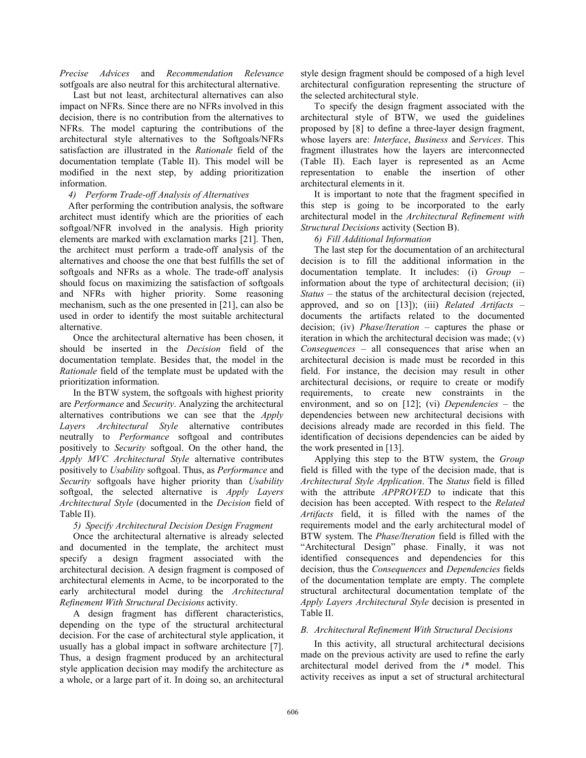*Precise Advices* and *Recommendation Relevance* sotfgoals are also neutral for this architectural alternative.

Last but not least, architectural alternatives can also impact on NFRs. Since there are no NFRs involved in this decision, there is no contribution from the alternatives to NFRs. The model capturing the contributions of the architectural style alternatives to the Softgoals/NFRs satisfaction are illustrated in the *Rationale* field of the documentation template (Table II). This model will be modified in the next step, by adding prioritization information.

#### *4) Perform Trade-off Analysis of Alternatives*

After performing the contribution analysis, the software architect must identify which are the priorities of each softgoal/NFR involved in the analysis. High priority elements are marked with exclamation marks [21]. Then, the architect must perform a trade-off analysis of the alternatives and choose the one that best fulfills the set of softgoals and NFRs as a whole. The trade-off analysis should focus on maximizing the satisfaction of softgoals and NFRs with higher priority. Some reasoning mechanism, such as the one presented in [21], can also be used in order to identify the most suitable architectural alternative.

Once the architectural alternative has been chosen, it should be inserted in the *Decision* field of the documentation template. Besides that, the model in the *Rationale* field of the template must be updated with the prioritization information.

In the BTW system, the softgoals with highest priority are *Performance* and *Security*. Analyzing the architectural alternatives contributions we can see that the *Apply Layers Architectural Style* alternative contributes neutrally to *Performance* softgoal and contributes positively to *Security* softgoal. On the other hand, the *Apply MVC Architectural Style* alternative contributes positively to *Usability* softgoal. Thus, as *Performance* and *Security* softgoals have higher priority than *Usability* softgoal, the selected alternative is *Apply Layers Architectural Style* (documented in the *Decision* field of Table II).

#### *5) Specify Architectural Decision Design Fragment*

Once the architectural alternative is already selected and documented in the template, the architect must specify a design fragment associated with the architectural decision. A design fragment is composed of architectural elements in Acme, to be incorporated to the early architectural model during the *Architectural Refinement With Structural Decisions* activity.

A design fragment has different characteristics, depending on the type of the structural architectural decision. For the case of architectural style application, it usually has a global impact in software architecture [7]. Thus, a design fragment produced by an architectural style application decision may modify the architecture as a whole, or a large part of it. In doing so, an architectural style design fragment should be composed of a high level architectural configuration representing the structure of the selected architectural style.

To specify the design fragment associated with the architectural style of BTW, we used the guidelines proposed by [8] to define a three-layer design fragment, whose layers are: *Interface*, *Business* and *Services*. This fragment illustrates how the layers are interconnected (Table II). Each layer is represented as an Acme representation to enable the insertion of other architectural elements in it.

It is important to note that the fragment specified in this step is going to be incorporated to the early architectural model in the *Architectural Refinement with Structural Decisions* activity (Section B).

#### *6) Fill Additional Information*

The last step for the documentation of an architectural decision is to fill the additional information in the documentation template. It includes: (i) *Group* – information about the type of architectural decision; (ii) *Status* – the status of the architectural decision (rejected, approved, and so on [13]); (iii) *Related Artifacts* – documents the artifacts related to the documented decision; (iv) *Phase/Iteration* – captures the phase or iteration in which the architectural decision was made; (v) *Consequences* – all consequences that arise when an architectural decision is made must be recorded in this field. For instance, the decision may result in other architectural decisions, or require to create or modify requirements, to create new constraints in the environment, and so on [12]; (vi) *Dependencies* – the dependencies between new architectural decisions with decisions already made are recorded in this field. The identification of decisions dependencies can be aided by the work presented in [13].

Applying this step to the BTW system, the *Group* field is filled with the type of the decision made, that is *Architectural Style Application*. The *Status* field is filled with the attribute *APPROVED* to indicate that this decision has been accepted. With respect to the *Related Artifacts* field, it is filled with the names of the requirements model and the early architectural model of BTW system. The *Phase/Iteration* field is filled with the "Architectural Design" phase. Finally, it was not identified consequences and dependencies for this decision, thus the *Consequences* and *Dependencies* fields of the documentation template are empty. The complete structural architectural documentation template of the *Apply Layers Architectural Style* decision is presented in Table II.

### *B. Architectural Refinement With Structural Decisions*

In this activity, all structural architectural decisions made on the previous activity are used to refine the early architectural model derived from the *i\** model. This activity receives as input a set of structural architectural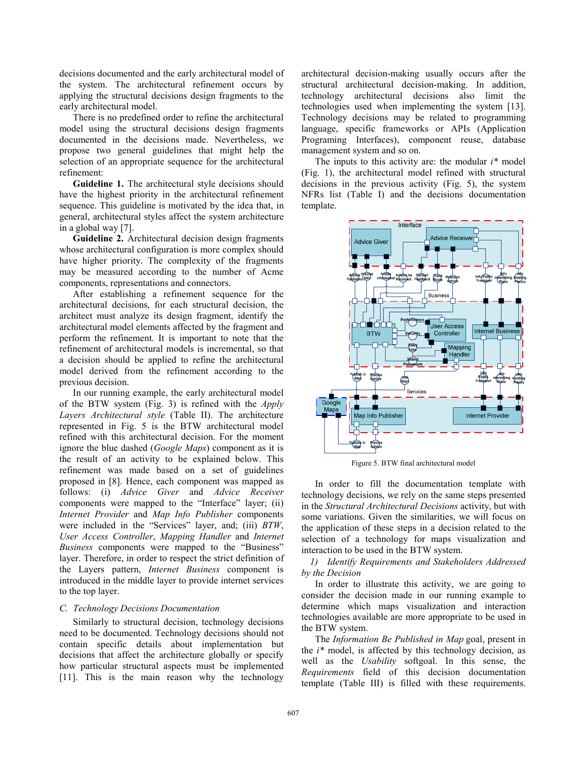decisions documented and the early architectural model of the system. The architectural refinement occurs by applying the structural decisions design fragments to the early architectural model.

There is no predefined order to refine the architectural model using the structural decisions design fragments documented in the decisions made. Nevertheless, we propose two general guidelines that might help the selection of an appropriate sequence for the architectural refinement:

**Guideline 1.** The architectural style decisions should have the highest priority in the architectural refinement sequence. This guideline is motivated by the idea that, in general, architectural styles affect the system architecture in a global way [7].

**Guideline 2.** Architectural decision design fragments whose architectural configuration is more complex should have higher priority. The complexity of the fragments may be measured according to the number of Acme components, representations and connectors.

After establishing a refinement sequence for the architectural decisions, for each structural decision, the architect must analyze its design fragment, identify the architectural model elements affected by the fragment and perform the refinement. It is important to note that the refinement of architectural models is incremental, so that a decision should be applied to refine the architectural model derived from the refinement according to the previous decision.

In our running example, the early architectural model of the BTW system (Fig. 3) is refined with the *Apply Layers Architectural style* (Table II). The architecture represented in Fig. 5 is the BTW architectural model refined with this architectural decision. For the moment ignore the blue dashed (*Google Maps*) component as it is the result of an activity to be explained below. This refinement was made based on a set of guidelines proposed in [8]. Hence, each component was mapped as follows: (i) *Advice Giver* and *Advice Receiver* components were mapped to the "Interface" layer; (ii) *Internet Provider* and *Map Info Publisher* components were included in the "Services" layer, and; (iii) *BTW*, *User Access Controller*, *Mapping Handler* and *Internet Business* components were mapped to the "Business" layer. Therefore, in order to respect the strict definition of the Layers pattern, *Internet Business* component is introduced in the middle layer to provide internet services to the top layer.

### C. Technology Decisions Documentation

Similarly to structural decision, technology decisions need to be documented. Technology decisions should not contain specific details about implementation but decisions that affect the architecture globally or specify how particular structural aspects must be implemented [11]. This is the main reason why the technology architectural decision-making usually occurs after the structural architectural decision-making. In addition, technology architectural decisions also limit the technologies used when implementing the system [13]. Technology decisions may be related to programming language, specific frameworks or APIs (Application Programing Interfaces), component reuse, database management system and so on.

The inputs to this activity are: the modular *i\** model (Fig. 1), the architectural model refined with structural decisions in the previous activity (Fig. 5), the system NFRs list (Table I) and the decisions documentation template.

Interface
Advice Giver
Advice Receiver
Advice Published
Precise Info
Profile information
Advice be Received
Furnish Feedback
Trace Route
Relevant Advice
Info Public Transport
Info Interesting Place
Info Hosting Places
Business
Performance
User Access Controller
BTW
Security
Internet Business
Easy Use
Mapping Handler
Select Placemark
Publish in Map
Precise Advice
Use Maps
Info Public Transport
Info Interesting Place
Info Hosting Places
Services
Google Maps
Map Info Publisher
Internet Provider
Publish in Map
Precise Advice

Figure 5. BTW final architectural model

In order to fill the documentation template with technology decisions, we rely on the same steps presented in the *Structural Architectural Decisions* activity, but with some variations. Given the similarities, we will focus on the application of these steps in a decision related to the selection of a technology for maps visualization and interaction to be used in the BTW system.

*1) Identify Requirements and Stakeholders Addressed by the Decision*

In order to illustrate this activity, we are going to consider the decision made in our running example to determine which maps visualization and interaction technologies available are more appropriate to be used in the BTW system.

The *Information Be Published in Map* goal, present in the *i\** model, is affected by this technology decision, as well as the *Usability* softgoal. In this sense, the *Requirements* field of this decision documentation template (Table III) is filled with these requirements.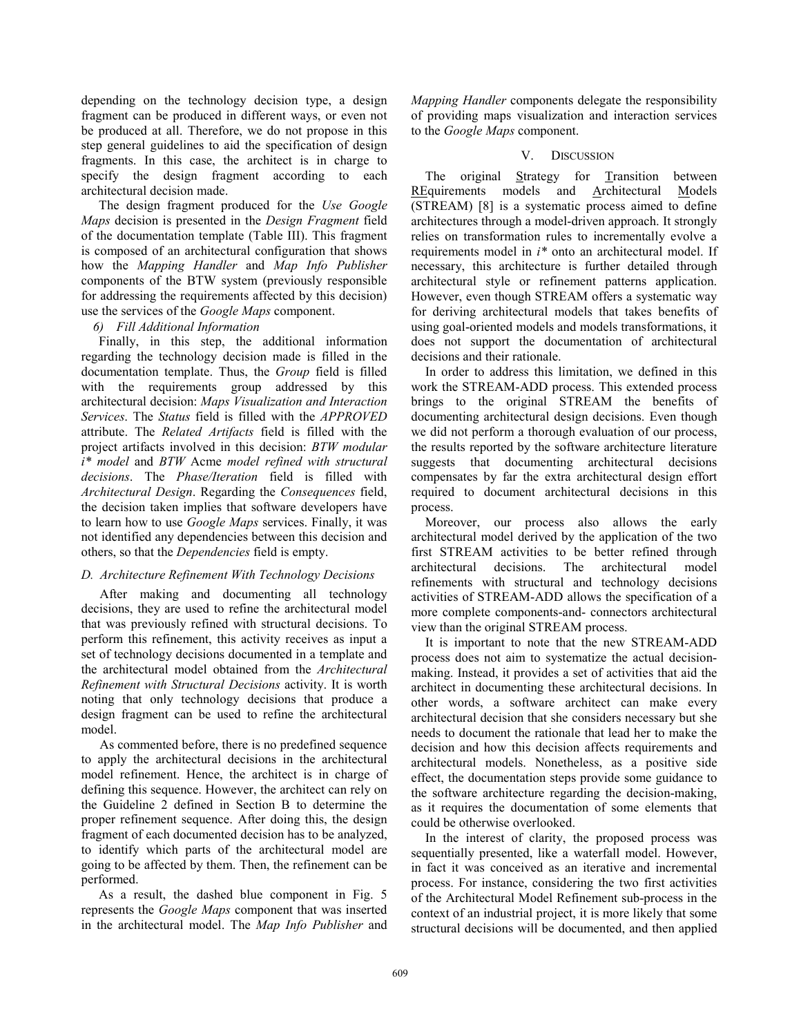depending on the technology decision type, a design fragment can be produced in different ways, or even not be produced at all. Therefore, we do not propose in this step general guidelines to aid the specification of design fragments. In this case, the architect is in charge to specify the design fragment according to each architectural decision made.

The design fragment produced for the *Use Google Maps* decision is presented in the *Design Fragment* field of the documentation template (Table III). This fragment is composed of an architectural configuration that shows how the *Mapping Handler* and *Map Info Publisher* components of the BTW system (previously responsible for addressing the requirements affected by this decision) use the services of the *Google Maps* component.

*6) Fill Additional Information*

Finally, in this step, the additional information regarding the technology decision made is filled in the documentation template. Thus, the *Group* field is filled with the requirements group addressed by this architectural decision: *Maps Visualization and Interaction Services*. The *Status* field is filled with the *APPROVED* attribute. The *Related Artifacts* field is filled with the project artifacts involved in this decision: *BTW modular i\* model* and *BTW* Acme *model refined with structural decisions*. The *Phase/Iteration* field is filled with *Architectural Design*. Regarding the *Consequences* field, the decision taken implies that software developers have to learn how to use *Google Maps* services. Finally, it was not identified any dependencies between this decision and others, so that the *Dependencies* field is empty.

### D. Architecture Refinement With Technology Decisions

After making and documenting all technology decisions, they are used to refine the architectural model that was previously refined with structural decisions. To perform this refinement, this activity receives as input a set of technology decisions documented in a template and the architectural model obtained from the *Architectural Refinement with Structural Decisions* activity. It is worth noting that only technology decisions that produce a design fragment can be used to refine the architectural model.

As commented before, there is no predefined sequence to apply the architectural decisions in the architectural model refinement. Hence, the architect is in charge of defining this sequence. However, the architect can rely on the Guideline 2 defined in Section B to determine the proper refinement sequence. After doing this, the design fragment of each documented decision has to be analyzed, to identify which parts of the architectural model are going to be affected by them. Then, the refinement can be performed.

As a result, the dashed blue component in Fig. 5 represents the *Google Maps* component that was inserted in the architectural model. The *Map Info Publisher* and *Mapping Handler* components delegate the responsibility of providing maps visualization and interaction services to the *Google Maps* component.

## V. Discussion

The original Strategy for Transition between REquirements models and Architectural Models (STREAM) [8] is a systematic process aimed to define architectures through a model-driven approach. It strongly relies on transformation rules to incrementally evolve a requirements model in *i\** onto an architectural model. If necessary, this architecture is further detailed through architectural style or refinement patterns application. However, even though STREAM offers a systematic way for deriving architectural models that takes benefits of using goal-oriented models and models transformations, it does not support the documentation of architectural decisions and their rationale.

In order to address this limitation, we defined in this work the STREAM-ADD process. This extended process brings to the original STREAM the benefits of documenting architectural design decisions. Even though we did not perform a thorough evaluation of our process, the results reported by the software architecture literature suggests that documenting architectural decisions compensates by far the extra architectural design effort required to document architectural decisions in this process.

Moreover, our process also allows the early architectural model derived by the application of the two first STREAM activities to be better refined through architectural decisions. The architectural model refinements with structural and technology decisions activities of STREAM-ADD allows the specification of a more complete components-and- connectors architectural view than the original STREAM process.

It is important to note that the new STREAM-ADD process does not aim to systematize the actual decision-making. Instead, it provides a set of activities that aid the architect in documenting these architectural decisions. In other words, a software architect can make every architectural decision that she considers necessary but she needs to document the rationale that lead her to make the decision and how this decision affects requirements and architectural models. Nonetheless, as a positive side effect, the documentation steps provide some guidance to the software architecture regarding the decision-making, as it requires the documentation of some elements that could be otherwise overlooked.

In the interest of clarity, the proposed process was sequentially presented, like a waterfall model. However, in fact it was conceived as an iterative and incremental process. For instance, considering the two first activities of the Architectural Model Refinement sub-process in the context of an industrial project, it is more likely that some structural decisions will be documented, and then applied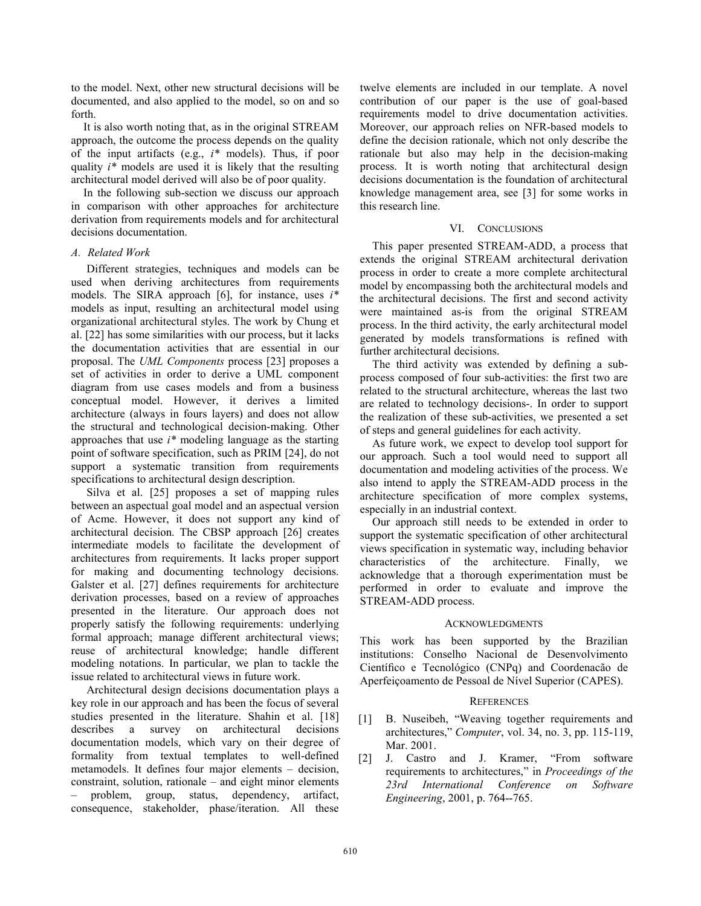to the model. Next, other new structural decisions will be documented, and also applied to the model, so on and so forth.

It is also worth noting that, as in the original STREAM approach, the outcome the process depends on the quality of the input artifacts (e.g., *i\** models). Thus, if poor quality *i\** models are used it is likely that the resulting architectural model derived will also be of poor quality.

In the following sub-section we discuss our approach in comparison with other approaches for architecture derivation from requirements models and for architectural decisions documentation.

### *A. Related Work*

Different strategies, techniques and models can be used when deriving architectures from requirements models. The SIRA approach [6], for instance, uses *i\** models as input, resulting an architectural model using organizational architectural styles. The work by Chung et al. [22] has some similarities with our process, but it lacks the documentation activities that are essential in our proposal. The *UML Components* process [23] proposes a set of activities in order to derive a UML component diagram from use cases models and from a business conceptual model. However, it derives a limited architecture (always in fours layers) and does not allow the structural and technological decision-making. Other approaches that use *i\** modeling language as the starting point of software specification, such as PRIM [24], do not support a systematic transition from requirements specifications to architectural design description.

Silva et al. [25] proposes a set of mapping rules between an aspectual goal model and an aspectual version of Acme. However, it does not support any kind of architectural decision. The CBSP approach [26] creates intermediate models to facilitate the development of architectures from requirements. It lacks proper support for making and documenting technology decisions. Galster et al. [27] defines requirements for architecture derivation processes, based on a review of approaches presented in the literature. Our approach does not properly satisfy the following requirements: underlying formal approach; manage different architectural views; reuse of architectural knowledge; handle different modeling notations. In particular, we plan to tackle the issue related to architectural views in future work.

Architectural design decisions documentation plays a key role in our approach and has been the focus of several studies presented in the literature. Shahin et al. [18] describes a survey on architectural decisions documentation models, which vary on their degree of formality from textual templates to well-defined metamodels. It defines four major elements – decision, constraint, solution, rationale – and eight minor elements – problem, group, status, dependency, artifact, consequence, stakeholder, phase/iteration. All these twelve elements are included in our template. A novel contribution of our paper is the use of goal-based requirements model to drive documentation activities. Moreover, our approach relies on NFR-based models to define the decision rationale, which not only describe the rationale but also may help in the decision-making process. It is worth noting that architectural design decisions documentation is the foundation of architectural knowledge management area, see [3] for some works in this research line.

## VI. Conclusions

This paper presented STREAM-ADD, a process that extends the original STREAM architectural derivation process in order to create a more complete architectural model by encompassing both the architectural models and the architectural decisions. The first and second activity were maintained as-is from the original STREAM process. In the third activity, the early architectural model generated by models transformations is refined with further architectural decisions.

The third activity was extended by defining a sub-process composed of four sub-activities: the first two are related to the structural architecture, whereas the last two are related to technology decisions-. In order to support the realization of these sub-activities, we presented a set of steps and general guidelines for each activity.

As future work, we expect to develop tool support for our approach. Such a tool would need to support all documentation and modeling activities of the process. We also intend to apply the STREAM-ADD process in the architecture specification of more complex systems, especially in an industrial context.

Our approach still needs to be extended in order to support the systematic specification of other architectural views specification in systematic way, including behavior characteristics of the architecture. Finally, we acknowledge that a thorough experimentation must be performed in order to evaluate and improve the STREAM-ADD process.

## Acknowledgments

This work has been supported by the Brazilian institutions: Conselho Nacional de Desenvolvimento Científico e Tecnológico (CNPq) and Coordenacão de Aperfeiçoamento de Pessoal de Nível Superior (CAPES).

## References

[1] B. Nuseibeh, “Weaving together requirements and architectures,” *Computer*, vol. 34, no. 3, pp. 115-119, Mar. 2001.

[2] J. Castro and J. Kramer, “From software requirements to architectures,” in *Proceedings of the 23rd International Conference on Software Engineering*, 2001, p. 764--765.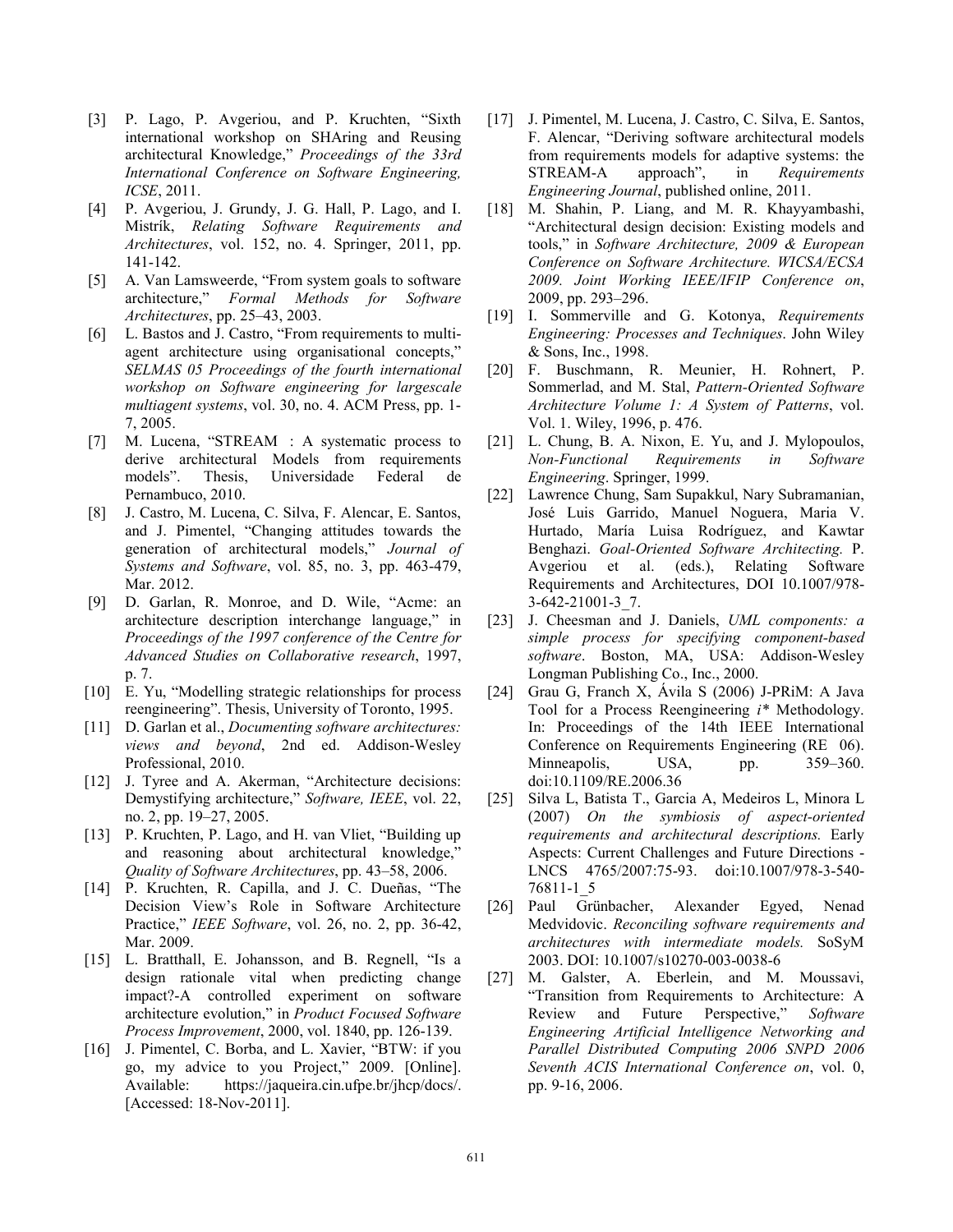[3] P. Lago, P. Avgeriou, and P. Kruchten, "Sixth international workshop on SHAring and Reusing architectural Knowledge," *Proceedings of the 33rd International Conference on Software Engineering, ICSE*, 2011.

[4] P. Avgeriou, J. Grundy, J. G. Hall, P. Lago, and I. Mistrík, *Relating Software Requirements and Architectures*, vol. 152, no. 4. Springer, 2011, pp. 141-142.

[5] A. Van Lamsweerde, "From system goals to software architecture," *Formal Methods for Software Architectures*, pp. 25–43, 2003.

[6] L. Bastos and J. Castro, "From requirements to multi-agent architecture using organisational concepts," *SELMAS 05 Proceedings of the fourth international workshop on Software engineering for largescale multiagent systems*, vol. 30, no. 4. ACM Press, pp. 1-7, 2005.

[7] M. Lucena, "STREAM : A systematic process to derive architectural Models from requirements models". Thesis, Universidade Federal de Pernambuco, 2010.

[8] J. Castro, M. Lucena, C. Silva, F. Alencar, E. Santos, and J. Pimentel, "Changing attitudes towards the generation of architectural models," *Journal of Systems and Software*, vol. 85, no. 3, pp. 463-479, Mar. 2012.

[9] D. Garlan, R. Monroe, and D. Wile, "Acme: an architecture description interchange language," in *Proceedings of the 1997 conference of the Centre for Advanced Studies on Collaborative research*, 1997, p. 7.

[10] E. Yu, "Modelling strategic relationships for process reengineering". Thesis, University of Toronto, 1995.

[11] D. Garlan et al., *Documenting software architectures: views and beyond*, 2nd ed. Addison-Wesley Professional, 2010.

[12] J. Tyree and A. Akerman, "Architecture decisions: Demystifying architecture," *Software, IEEE*, vol. 22, no. 2, pp. 19–27, 2005.

[13] P. Kruchten, P. Lago, and H. van Vliet, "Building up and reasoning about architectural knowledge," *Quality of Software Architectures*, pp. 43–58, 2006.

[14] P. Kruchten, R. Capilla, and J. C. Dueñas, "The Decision View's Role in Software Architecture Practice," *IEEE Software*, vol. 26, no. 2, pp. 36-42, Mar. 2009.

[15] L. Bratthall, E. Johansson, and B. Regnell, "Is a design rationale vital when predicting change impact?-A controlled experiment on software architecture evolution," in *Product Focused Software Process Improvement*, 2000, vol. 1840, pp. 126-139.

[16] J. Pimentel, C. Borba, and L. Xavier, "BTW: if you go, my advice to you Project," 2009. [Online]. Available: https://jaqueira.cin.ufpe.br/jhcp/docs/. [Accessed: 18-Nov-2011].

[17] J. Pimentel, M. Lucena, J. Castro, C. Silva, E. Santos, F. Alencar, "Deriving software architectural models from requirements models for adaptive systems: the STREAM-A approach", in *Requirements Engineering Journal*, published online, 2011.

[18] M. Shahin, P. Liang, and M. R. Khayyambashi, "Architectural design decision: Existing models and tools," in *Software Architecture, 2009 & European Conference on Software Architecture. WICSA/ECSA 2009. Joint Working IEEE/IFIP Conference on*, 2009, pp. 293–296.

[19] I. Sommerville and G. Kotonya, *Requirements Engineering: Processes and Techniques*. John Wiley & Sons, Inc., 1998.

[20] F. Buschmann, R. Meunier, H. Rohnert, P. Sommerlad, and M. Stal, *Pattern-Oriented Software Architecture Volume 1: A System of Patterns*, vol. Vol. 1. Wiley, 1996, p. 476.

[21] L. Chung, B. A. Nixon, E. Yu, and J. Mylopoulos, *Non-Functional Requirements in Software Engineering*. Springer, 1999.

[22] Lawrence Chung, Sam Supakkul, Nary Subramanian, José Luis Garrido, Manuel Noguera, Maria V. Hurtado, María Luisa Rodríguez, and Kawtar Benghazi. *Goal-Oriented Software Architecting.* P. Avgeriou et al. (eds.), Relating Software Requirements and Architectures, DOI 10.1007/978-3-642-21001-3_7.

[23] J. Cheesman and J. Daniels, *UML components: a simple process for specifying component-based software*. Boston, MA, USA: Addison-Wesley Longman Publishing Co., Inc., 2000.

[24] Grau G, Franch X, Ávila S (2006) J-PRiM: A Java Tool for a Process Reengineering *i\** Methodology. In: Proceedings of the 14th IEEE International Conference on Requirements Engineering (RE 06). Minneapolis, USA, pp. 359–360. doi:10.1109/RE.2006.36

[25] Silva L, Batista T., Garcia A, Medeiros L, Minora L (2007) *On the symbiosis of aspect-oriented requirements and architectural descriptions.* Early Aspects: Current Challenges and Future Directions - LNCS 4765/2007:75-93. doi:10.1007/978-3-540-76811-1_5

[26] Paul Grünbacher, Alexander Egyed, Nenad Medvidovic. *Reconciling software requirements and architectures with intermediate models.* SoSyM 2003. DOI: 10.1007/s10270-003-0038-6

[27] M. Galster, A. Eberlein, and M. Moussavi, "Transition from Requirements to Architecture: A Review and Future Perspective," *Software Engineering Artificial Intelligence Networking and Parallel Distributed Computing 2006 SNPD 2006 Seventh ACIS International Conference on*, vol. 0, pp. 9-16, 2006.